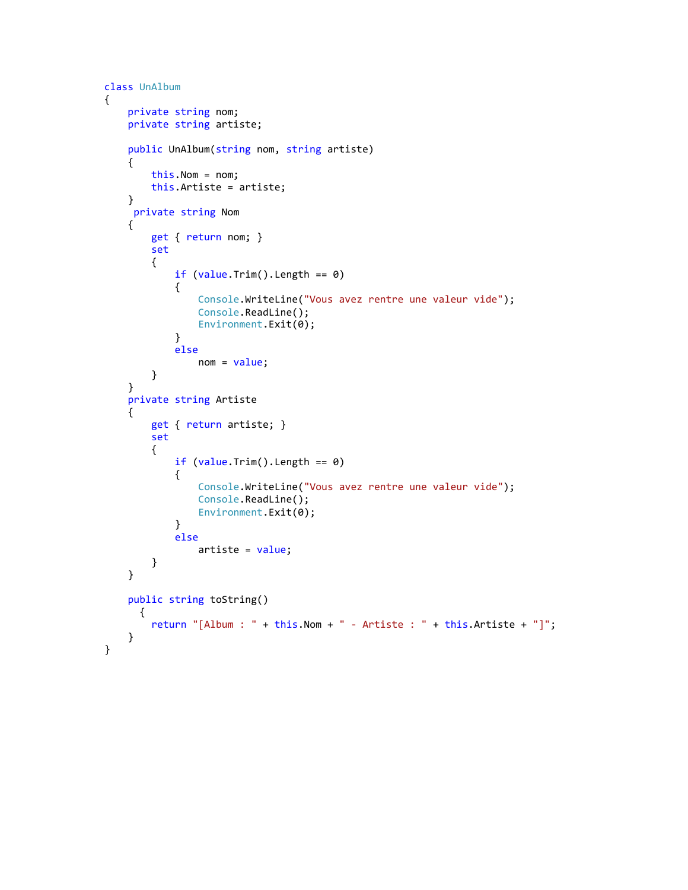```csharp
class UnAlbum
{
    private string nom;
    private string artiste;

    public UnAlbum(string nom, string artiste)
    {
        this.Nom = nom;
        this.Artiste = artiste;
    }
     private string Nom
    {
        get { return nom; }
        set
        {
            if (value.Trim().Length == 0)
            {
                Console.WriteLine("Vous avez rentre une valeur vide");
                Console.ReadLine();
                Environment.Exit(0);
            }
            else
                nom = value;
        }
    }
    private string Artiste
    {
        get { return artiste; }
        set
        {
            if (value.Trim().Length == 0)
            {
                Console.WriteLine("Vous avez rentre une valeur vide");
                Console.ReadLine();
                Environment.Exit(0);
            }
            else
                artiste = value;
        }
    }

    public string toString()
      {
        return "[Album : " + this.Nom + " - Artiste : " + this.Artiste + "]";
    }
}
```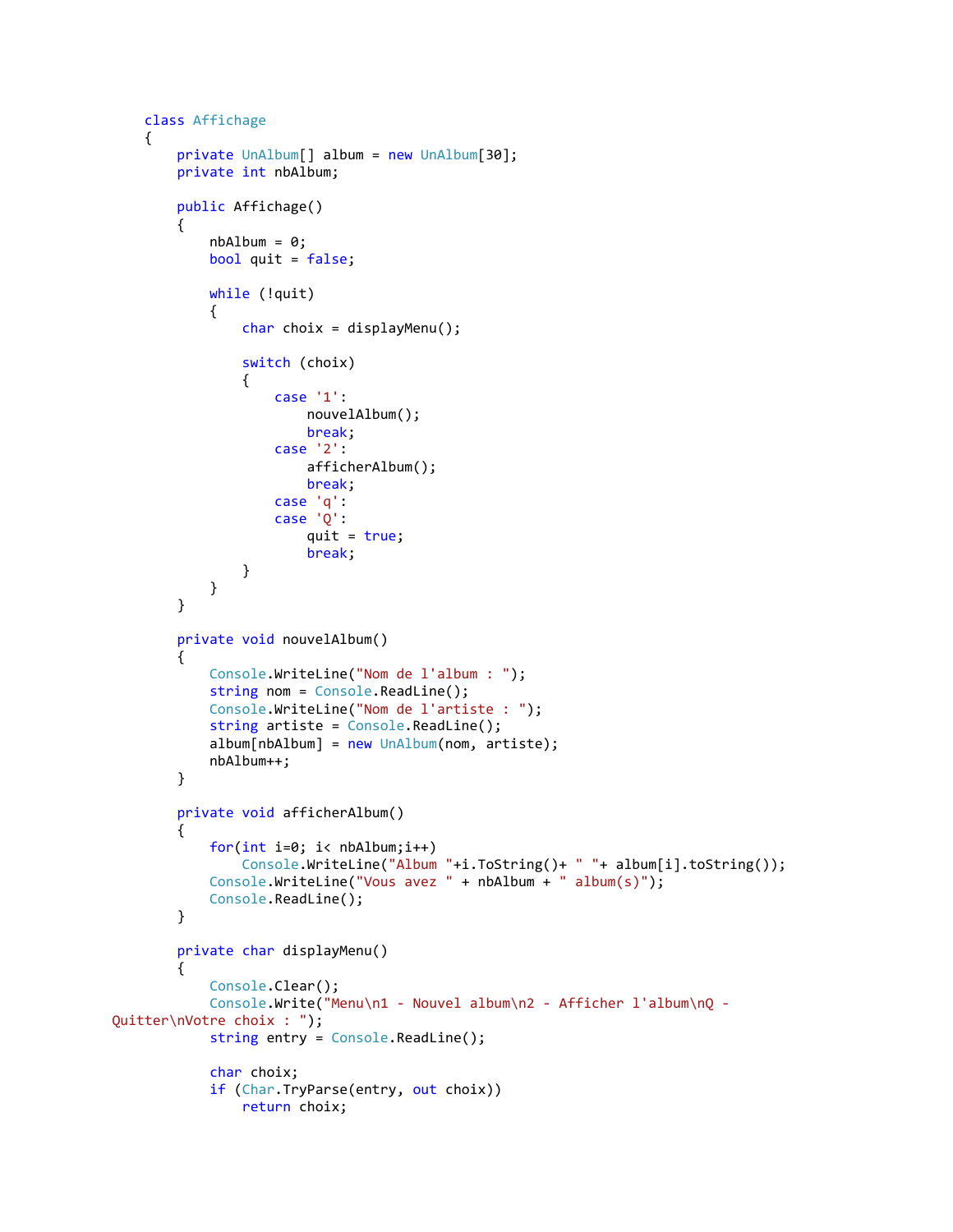```
    class Affichage
    {
        private UnAlbum[] album = new UnAlbum[30];
        private int nbAlbum;

        public Affichage()
        {
            nbAlbum = 0;
            bool quit = false;

            while (!quit)
            {
                char choix = displayMenu();

                switch (choix)
                {
                    case '1':
                        nouvelAlbum();
                        break;
                    case '2':
                        afficherAlbum();
                        break;
                    case 'q':
                    case 'Q':
                        quit = true;
                        break;
                }
            }
        }

        private void nouvelAlbum()
        {
            Console.WriteLine("Nom de l'album : ");
            string nom = Console.ReadLine();
            Console.WriteLine("Nom de l'artiste : ");
            string artiste = Console.ReadLine();
            album[nbAlbum] = new UnAlbum(nom, artiste);
            nbAlbum++;
        }

        private void afficherAlbum()
        {
            for(int i=0; i< nbAlbum;i++)
                Console.WriteLine("Album "+i.ToString()+ " "+ album[i].toString());
            Console.WriteLine("Vous avez " + nbAlbum + " album(s)");
            Console.ReadLine();
        }

        private char displayMenu()
        {
            Console.Clear();
            Console.Write("Menu\n1 - Nouvel album\n2 - Afficher l'album\nQ -
Quitter\nVotre choix : ");
            string entry = Console.ReadLine();

            char choix;
            if (Char.TryParse(entry, out choix))
                return choix;
```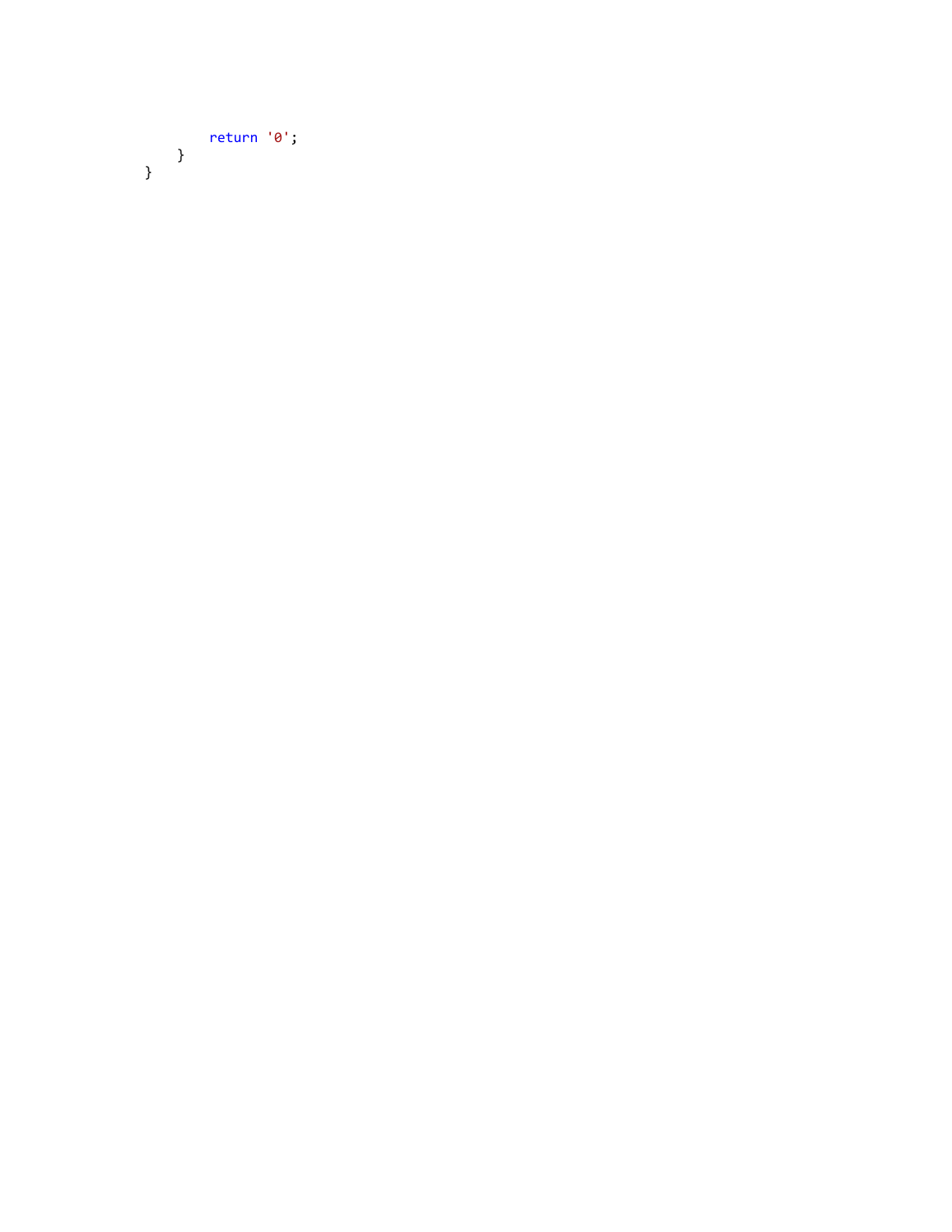```
        return '0';
    }
}
```